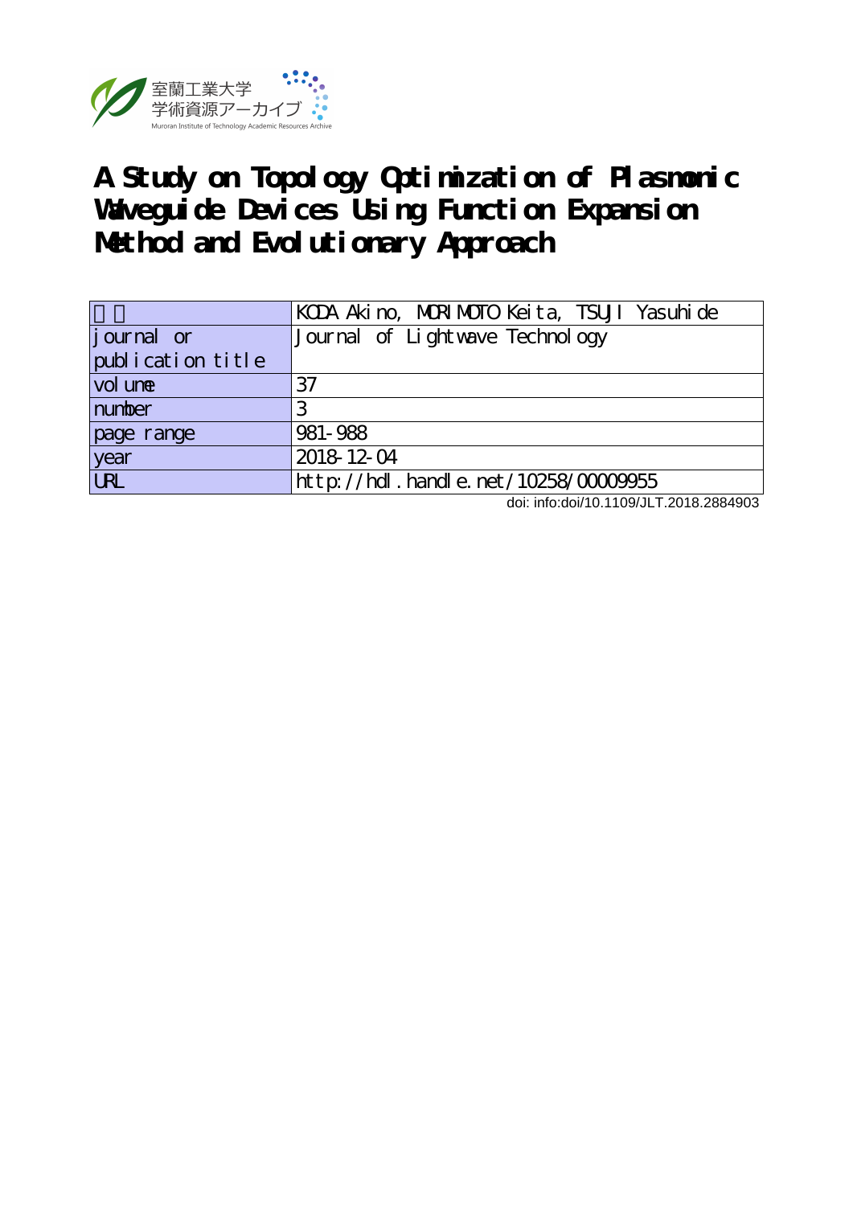室蘭工業大学
学術資源アーカイブ
Muroran Institute of Technology Academic Resources Archive

# A Study on Topology Optimization of Plasmonic Waveguide Devices Using Function Expansion Method and Evolutionary Approach

| 著者 | KODA Akino, MORIMOTO Keita, TSUJI Yasuhide |
|---|---|
| journal or publication title | Journal of Lightwave Technology |
| volume | 37 |
| number | 3 |
| page range | 981-988 |
| year | 2018-12-04 |
| URL | http://hdl.handle.net/10258/00009955 |

doi: info:doi/10.1109/JLT.2018.2884903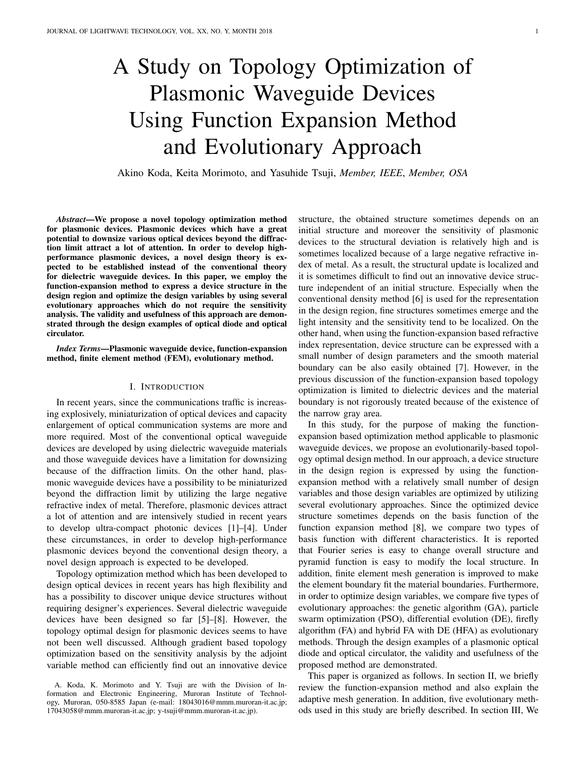# A Study on Topology Optimization of Plasmonic Waveguide Devices Using Function Expansion Method and Evolutionary Approach

Akino Koda, Keita Morimoto, and Yasuhide Tsuji, *Member, IEEE*, *Member, OSA*

***Abstract*—We propose a novel topology optimization method for plasmonic devices. Plasmonic devices which have a great potential to downsize various optical devices beyond the diffraction limit attract a lot of attention. In order to develop high-performance plasmonic devices, a novel design theory is expected to be established instead of the conventional theory for dielectric waveguide devices. In this paper, we employ the function-expansion method to express a device structure in the design region and optimize the design variables by using several evolutionary approaches which do not require the sensitivity analysis. The validity and usefulness of this approach are demonstrated through the design examples of optical diode and optical circulator.**

***Index Terms*—Plasmonic waveguide device, function-expansion method, finite element method (FEM), evolutionary method.**

## I. Introduction

In recent years, since the communications traffic is increasing explosively, miniaturization of optical devices and capacity enlargement of optical communication systems are more and more required. Most of the conventional optical waveguide devices are developed by using dielectric waveguide materials and those waveguide devices have a limitation for downsizing because of the diffraction limits. On the other hand, plasmonic waveguide devices have a possibility to be miniaturized beyond the diffraction limit by utilizing the large negative refractive index of metal. Therefore, plasmonic devices attract a lot of attention and are intensively studied in recent years to develop ultra-compact photonic devices [1]–[4]. Under these circumstances, in order to develop high-performance plasmonic devices beyond the conventional design theory, a novel design approach is expected to be developed.

Topology optimization method which has been developed to design optical devices in recent years has high flexibility and has a possibility to discover unique device structures without requiring designer's experiences. Several dielectric waveguide devices have been designed so far [5]–[8]. However, the topology optimal design for plasmonic devices seems to have not been well discussed. Although gradient based topology optimization based on the sensitivity analysis by the adjoint variable method can efficiently find out an innovative device structure, the obtained structure sometimes depends on an initial structure and moreover the sensitivity of plasmonic devices to the structural deviation is relatively high and is sometimes localized because of a large negative refractive index of metal. As a result, the structural update is localized and it is sometimes difficult to find out an innovative device structure independent of an initial structure. Especially when the conventional density method [6] is used for the representation in the design region, fine structures sometimes emerge and the light intensity and the sensitivity tend to be localized. On the other hand, when using the function-expansion based refractive index representation, device structure can be expressed with a small number of design parameters and the smooth material boundary can be also easily obtained [7]. However, in the previous discussion of the function-expansion based topology optimization is limited to dielectric devices and the material boundary is not rigorously treated because of the existence of the narrow gray area.

In this study, for the purpose of making the function-expansion based optimization method applicable to plasmonic waveguide devices, we propose an evolutionarily-based topology optimal design method. In our approach, a device structure in the design region is expressed by using the function-expansion method with a relatively small number of design variables and those design variables are optimized by utilizing several evolutionary approaches. Since the optimized device structure sometimes depends on the basis function of the function expansion method [8], we compare two types of basis function with different characteristics. It is reported that Fourier series is easy to change overall structure and pyramid function is easy to modify the local structure. In addition, finite element mesh generation is improved to make the element boundary fit the material boundaries. Furthermore, in order to optimize design variables, we compare five types of evolutionary approaches: the genetic algorithm (GA), particle swarm optimization (PSO), differential evolution (DE), firefly algorithm (FA) and hybrid FA with DE (HFA) as evolutionary methods. Through the design examples of a plasmonic optical diode and optical circulator, the validity and usefulness of the proposed method are demonstrated.

This paper is organized as follows. In section II, we briefly review the function-expansion method and also explain the adaptive mesh generation. In addition, five evolutionary methods used in this study are briefly described. In section III, We

A. Koda, K. Morimoto and Y. Tsuji are with the Division of Information and Electronic Engineering, Muroran Institute of Technology, Muroran, 050-8585 Japan (e-mail: 18043016@mmm.muroran-it.ac.jp; 17043058@mmm.muroran-it.ac.jp; y-tsuji@mmm.muroran-it.ac.jp).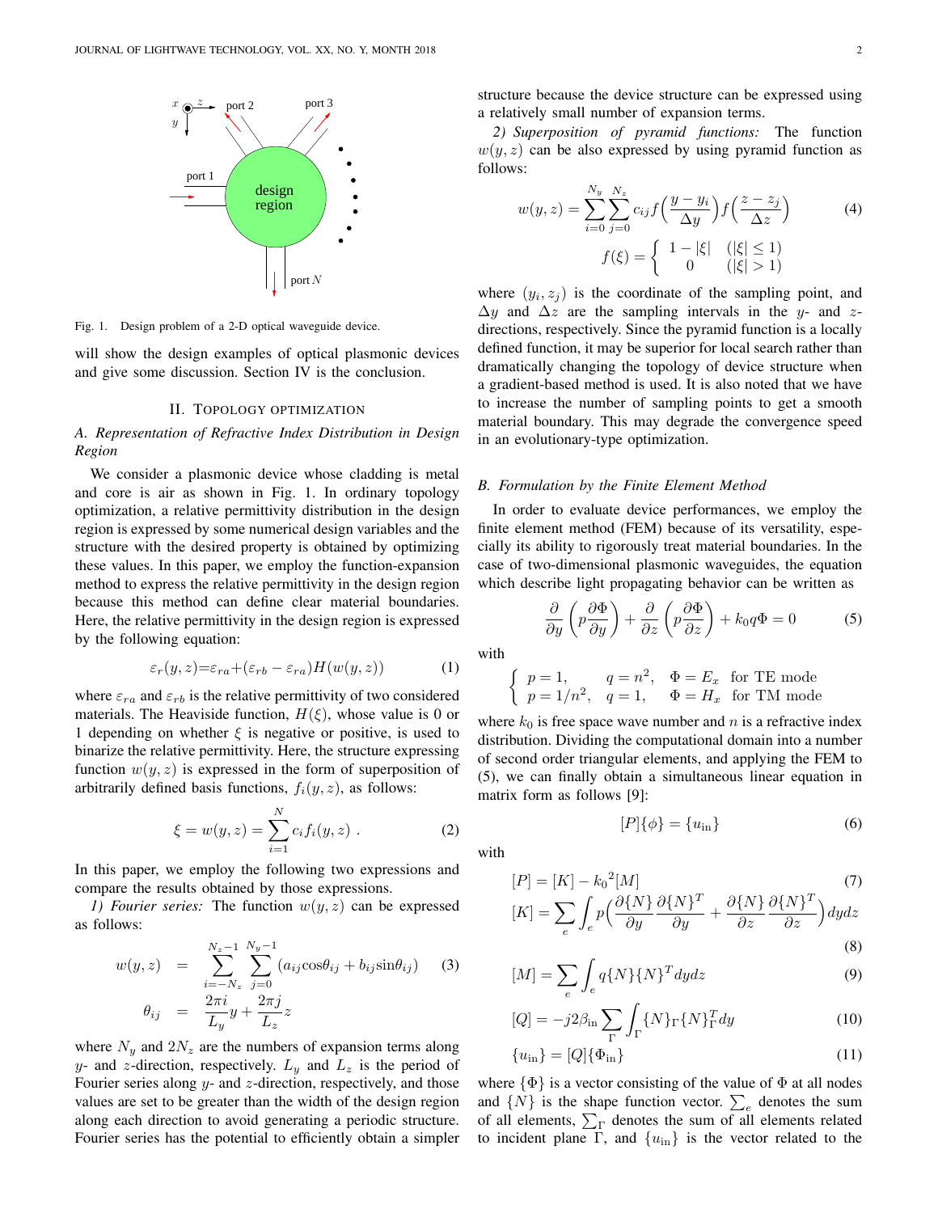Fig. 1. Design problem of a 2-D optical waveguide device.

will show the design examples of optical plasmonic devices and give some discussion. Section IV is the conclusion.

## II. Topology Optimization

### A. Representation of Refractive Index Distribution in Design Region

We consider a plasmonic device whose cladding is metal and core is air as shown in Fig. 1. In ordinary topology optimization, a relative permittivity distribution in the design region is expressed by some numerical design variables and the structure with the desired property is obtained by optimizing these values. In this paper, we employ the function-expansion method to express the relative permittivity in the design region because this method can define clear material boundaries. Here, the relative permittivity in the design region is expressed by the following equation:

$$\varepsilon_r(y,z) = \varepsilon_{ra} + (\varepsilon_{rb} - \varepsilon_{ra})H(w(y,z)) \tag{1}$$

where $\varepsilon_{ra}$ and $\varepsilon_{rb}$ is the relative permittivity of two considered materials. The Heaviside function, $H(\xi)$, whose value is 0 or 1 depending on whether $\xi$ is negative or positive, is used to binarize the relative permittivity. Here, the structure expressing function $w(y,z)$ is expressed in the form of superposition of arbitrarily defined basis functions, $f_i(y,z)$, as follows:

$$\xi = w(y,z) = \sum_{i=1}^{N} c_i f_i(y,z) \ . \tag{2}$$

In this paper, we employ the following two expressions and compare the results obtained by those expressions.

*1) Fourier series:* The function $w(y,z)$ can be expressed as follows:

$$\begin{aligned} w(y,z) &= \sum_{i=-N_z}^{N_z-1} \sum_{j=0}^{N_y-1} (a_{ij}\cos\theta_{ij} + b_{ij}\sin\theta_{ij}) \\ \theta_{ij} &= \frac{2\pi i}{L_y} y + \frac{2\pi j}{L_z} z \end{aligned} \tag{3}$$

where $N_y$ and $2N_z$ are the numbers of expansion terms along $y$- and $z$-direction, respectively. $L_y$ and $L_z$ is the period of Fourier series along $y$- and $z$-direction, respectively, and those values are set to be greater than the width of the design region along each direction to avoid generating a periodic structure. Fourier series has the potential to efficiently obtain a simpler structure because the device structure can be expressed using a relatively small number of expansion terms.

*2) Superposition of pyramid functions:* The function $w(y,z)$ can be also expressed by using pyramid function as follows:

$$w(y,z) = \sum_{i=0}^{N_y} \sum_{j=0}^{N_z} c_{ij} f\Big(\frac{y-y_i}{\Delta y}\Big) f\Big(\frac{z-z_j}{\Delta z}\Big) \tag{4}$$

$$f(\xi) = \begin{cases} 1 - |\xi| & (|\xi| \le 1) \\ 0 & (|\xi| > 1) \end{cases}$$

where $(y_i, z_j)$ is the coordinate of the sampling point, and $\Delta y$ and $\Delta z$ are the sampling intervals in the $y$- and $z$-directions, respectively. Since the pyramid function is a locally defined function, it may be superior for local search rather than dramatically changing the topology of device structure when a gradient-based method is used. It is also noted that we have to increase the number of sampling points to get a smooth material boundary. This may degrade the convergence speed in an evolutionary-type optimization.

### B. Formulation by the Finite Element Method

In order to evaluate device performances, we employ the finite element method (FEM) because of its versatility, especially its ability to rigorously treat material boundaries. In the case of two-dimensional plasmonic waveguides, the equation which describe light propagating behavior can be written as

$$\frac{\partial}{\partial y}\left(p\frac{\partial \Phi}{\partial y}\right) + \frac{\partial}{\partial z}\left(p\frac{\partial \Phi}{\partial z}\right) + k_0 q \Phi = 0 \tag{5}$$

with

$$\begin{cases} p = 1, & q = n^2, \quad \Phi = E_x \quad \text{for TE mode} \\ p = 1/n^2, & q = 1, \quad \Phi = H_x \quad \text{for TM mode} \end{cases}$$

where $k_0$ is free space wave number and $n$ is a refractive index distribution. Dividing the computational domain into a number of second order triangular elements, and applying the FEM to (5), we can finally obtain a simultaneous linear equation in matrix form as follows [9]:

$$[P]\{\phi\} = \{u_{\text{in}}\} \tag{6}$$

with

$$[P] = [K] - {k_0}^2[M] \tag{7}$$

$$[K] = \sum_e \int_e p\Big(\frac{\partial\{N\}}{\partial y}\frac{\partial\{N\}^T}{\partial y} + \frac{\partial\{N\}}{\partial z}\frac{\partial\{N\}^T}{\partial z}\Big) dydz \tag{8}$$

$$[M] = \sum_e \int_e q\{N\}\{N\}^T dydz \tag{9}$$

$$[Q] = -j2\beta_{\text{in}} \sum_\Gamma \int_\Gamma \{N\}_\Gamma \{N\}_\Gamma^T dy \tag{10}$$

$$\{u_{\text{in}}\} = [Q]\{\Phi_{\text{in}}\} \tag{11}$$

where $\{\Phi\}$ is a vector consisting of the value of $\Phi$ at all nodes and $\{N\}$ is the shape function vector. $\sum_e$ denotes the sum of all elements, $\sum_\Gamma$ denotes the sum of all elements related to incident plane $\Gamma$, and $\{u_{\text{in}}\}$ is the vector related to the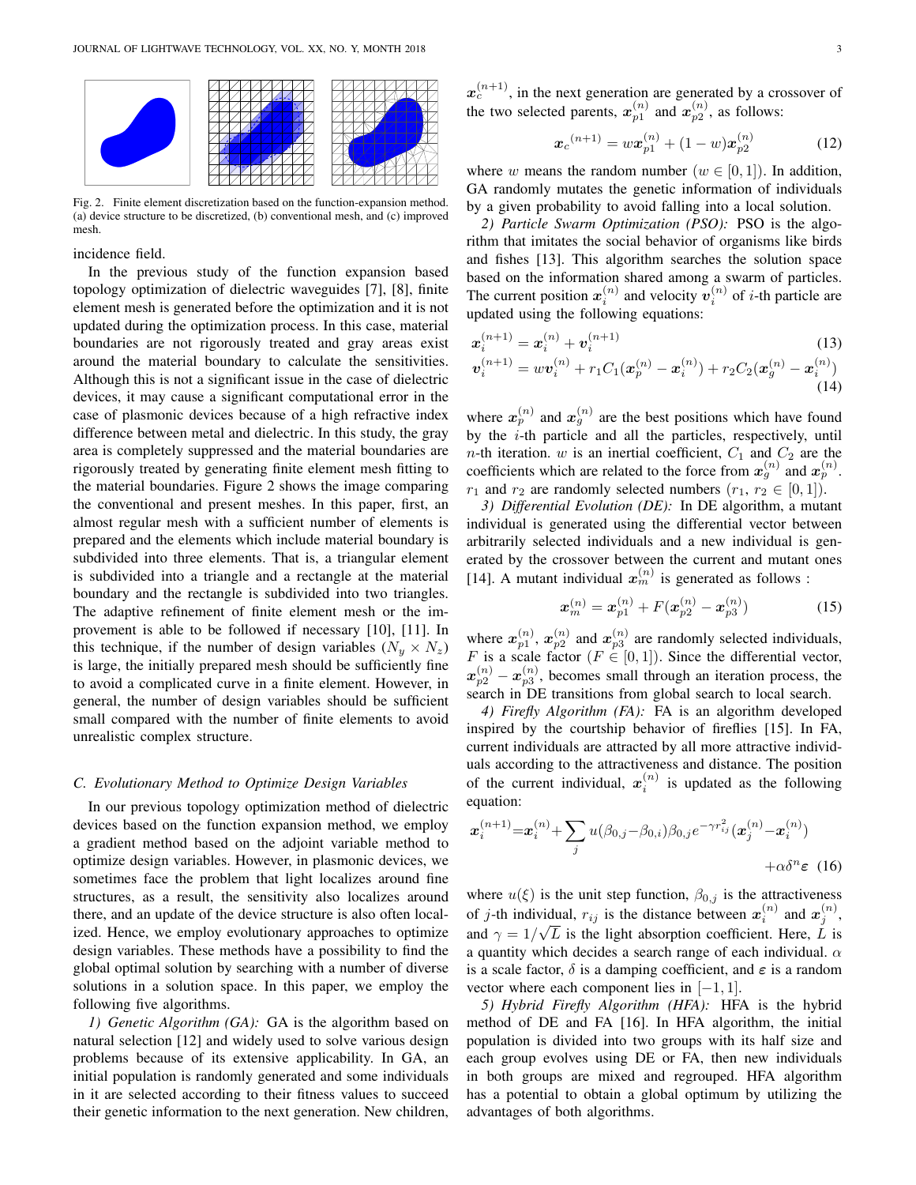Fig. 2. Finite element discretization based on the function-expansion method. (a) device structure to be discretized, (b) conventional mesh, and (c) improved mesh.

incidence field.

In the previous study of the function expansion based topology optimization of dielectric waveguides [7], [8], finite element mesh is generated before the optimization and it is not updated during the optimization process. In this case, material boundaries are not rigorously treated and gray areas exist around the material boundary to calculate the sensitivities. Although this is not a significant issue in the case of dielectric devices, it may cause a significant computational error in the case of plasmonic devices because of a high refractive index difference between metal and dielectric. In this study, the gray area is completely suppressed and the material boundaries are rigorously treated by generating finite element mesh fitting to the material boundaries. Figure 2 shows the image comparing the conventional and present meshes. In this paper, first, an almost regular mesh with a sufficient number of elements is prepared and the elements which include material boundary is subdivided into three elements. That is, a triangular element is subdivided into a triangle and a rectangle at the material boundary and the rectangle is subdivided into two triangles. The adaptive refinement of finite element mesh or the improvement is able to be followed if necessary [10], [11]. In this technique, if the number of design variables ($N_y \times N_z$) is large, the initially prepared mesh should be sufficiently fine to avoid a complicated curve in a finite element. However, in general, the number of design variables should be sufficient small compared with the number of finite elements to avoid unrealistic complex structure.

### C. Evolutionary Method to Optimize Design Variables

In our previous topology optimization method of dielectric devices based on the function expansion method, we employ a gradient method based on the adjoint variable method to optimize design variables. However, in plasmonic devices, we sometimes face the problem that light localizes around fine structures, as a result, the sensitivity also localizes around there, and an update of the device structure is also often localized. Hence, we employ evolutionary approaches to optimize design variables. These methods have a possibility to find the global optimal solution by searching with a number of diverse solutions in a solution space. In this paper, we employ the following five algorithms.

*1) Genetic Algorithm (GA):* GA is the algorithm based on natural selection [12] and widely used to solve various design problems because of its extensive applicability. In GA, an initial population is randomly generated and some individuals in it are selected according to their fitness values to succeed their genetic information to the next generation. New children, $\boldsymbol{x}_c^{(n+1)}$, in the next generation are generated by a crossover of the two selected parents, $\boldsymbol{x}_{p1}^{(n)}$ and $\boldsymbol{x}_{p2}^{(n)}$, as follows:

$$\boldsymbol{x}_c{}^{(n+1)} = w\boldsymbol{x}_{p1}^{(n)} + (1-w)\boldsymbol{x}_{p2}^{(n)} \tag{12}$$

where $w$ means the random number ($w \in [0, 1]$). In addition, GA randomly mutates the genetic information of individuals by a given probability to avoid falling into a local solution.

*2) Particle Swarm Optimization (PSO):* PSO is the algorithm that imitates the social behavior of organisms like birds and fishes [13]. This algorithm searches the solution space based on the information shared among a swarm of particles. The current position $\boldsymbol{x}_i^{(n)}$ and velocity $\boldsymbol{v}_i^{(n)}$ of $i$-th particle are updated using the following equations:

$$\boldsymbol{x}_i^{(n+1)} = \boldsymbol{x}_i^{(n)} + \boldsymbol{v}_i^{(n+1)} \tag{13}$$

$$\boldsymbol{v}_i^{(n+1)} = w\boldsymbol{v}_i^{(n)} + r_1 C_1(\boldsymbol{x}_p^{(n)} - \boldsymbol{x}_i^{(n)}) + r_2 C_2(\boldsymbol{x}_g^{(n)} - \boldsymbol{x}_i^{(n)}) \tag{14}$$

where $\boldsymbol{x}_p^{(n)}$ and $\boldsymbol{x}_g^{(n)}$ are the best positions which have found by the $i$-th particle and all the particles, respectively, until $n$-th iteration. $w$ is an inertial coefficient, $C_1$ and $C_2$ are the coefficients which are related to the force from $\boldsymbol{x}_g^{(n)}$ and $\boldsymbol{x}_p^{(n)}$. $r_1$ and $r_2$ are randomly selected numbers ($r_1$, $r_2 \in [0, 1]$).

*3) Differential Evolution (DE):* In DE algorithm, a mutant individual is generated using the differential vector between arbitrarily selected individuals and a new individual is generated by the crossover between the current and mutant ones [14]. A mutant individual $\boldsymbol{x}_m^{(n)}$ is generated as follows :

$$\boldsymbol{x}_m^{(n)} = \boldsymbol{x}_{p1}^{(n)} + F(\boldsymbol{x}_{p2}^{(n)} - \boldsymbol{x}_{p3}^{(n)}) \tag{15}$$

where $\boldsymbol{x}_{p1}^{(n)}$, $\boldsymbol{x}_{p2}^{(n)}$ and $\boldsymbol{x}_{p3}^{(n)}$ are randomly selected individuals, $F$ is a scale factor ($F \in [0, 1]$). Since the differential vector, $\boldsymbol{x}_{p2}^{(n)} - \boldsymbol{x}_{p3}^{(n)}$, becomes small through an iteration process, the search in DE transitions from global search to local search.

*4) Firefly Algorithm (FA):* FA is an algorithm developed inspired by the courtship behavior of fireflies [15]. In FA, current individuals are attracted by all more attractive individuals according to the attractiveness and distance. The position of the current individual, $\boldsymbol{x}_i^{(n)}$ is updated as the following equation:

$$\boldsymbol{x}_i^{(n+1)} = \boldsymbol{x}_i^{(n)} + \sum_j u(\beta_{0,j} - \beta_{0,i})\beta_{0,j} e^{-\gamma r_{ij}^2}(\boldsymbol{x}_j^{(n)} - \boldsymbol{x}_i^{(n)}) + \alpha\delta^n \boldsymbol{\varepsilon} \tag{16}$$

where $u(\xi)$ is the unit step function, $\beta_{0,j}$ is the attractiveness of $j$-th individual, $r_{ij}$ is the distance between $\boldsymbol{x}_i^{(n)}$ and $\boldsymbol{x}_j^{(n)}$, and $\gamma = 1/\sqrt{L}$ is the light absorption coefficient. Here, $L$ is a quantity which decides a search range of each individual. $\alpha$ is a scale factor, $\delta$ is a damping coefficient, and $\boldsymbol{\varepsilon}$ is a random vector where each component lies in $[-1, 1]$.

*5) Hybrid Firefly Algorithm (HFA):* HFA is the hybrid method of DE and FA [16]. In HFA algorithm, the initial population is divided into two groups with its half size and each group evolves using DE or FA, then new individuals in both groups are mixed and regrouped. HFA algorithm has a potential to obtain a global optimum by utilizing the advantages of both algorithms.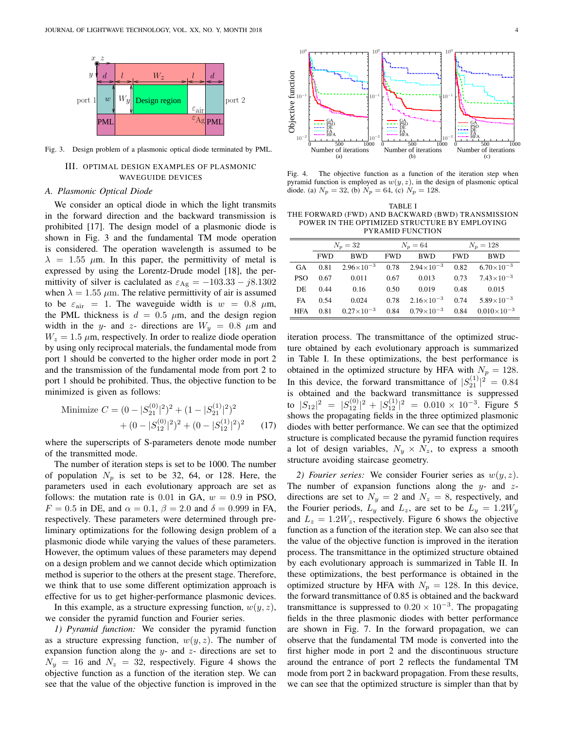Fig. 3. Design problem of a plasmonic optical diode terminated by PML.

## III. Optimal Design Examples of Plasmonic Waveguide Devices

### A. Plasmonic Optical Diode

We consider an optical diode in which the light transmits in the forward direction and the backward transmission is prohibited [17]. The design model of a plasmonic diode is shown in Fig. 3 and the fundamental TM mode operation is considered. The operation wavelength is assumed to be $\lambda = 1.55$ $\mu$m. In this paper, the permittivity of metal is expressed by using the Lorentz-Drude model [18], the permittivity of silver is caclulated as $\varepsilon_{\rm Ag} = -103.33 - j8.1302$ when $\lambda = 1.55$ $\mu$m. The relative permittivity of air is assumed to be $\varepsilon_{\rm air} = 1$. The waveguide width is $w = 0.8$ $\mu$m, the PML thickness is $d = 0.5$ $\mu$m, and the design region width in the $y$- and $z$- directions are $W_y = 0.8$ $\mu$m and $W_z = 1.5$ $\mu$m, respectively. In order to realize diode operation by using only reciprocal materials, the fundamental mode from port 1 should be converted to the higher order mode in port 2 and the transmission of the fundamental mode from port 2 to port 1 should be prohibited. Thus, the objective function to be minimized is given as follows:

$$\text{Minimize } C = (0 - |S_{21}^{(0)}|^2)^2 + (1 - |S_{21}^{(1)}|^2)^2 + (0 - |S_{12}^{(0)}|^2)^2 + (0 - |S_{12}^{(1)}|^2)^2 \tag{17}$$

where the superscripts of S-parameters denote mode number of the transmitted mode.

The number of iteration steps is set to be 1000. The number of population $N_p$ is set to be 32, 64, or 128. Here, the parameters used in each evolutionary approach are set as follows: the mutation rate is 0.01 in GA, $w = 0.9$ in PSO, $F = 0.5$ in DE, and $\alpha = 0.1$, $\beta = 2.0$ and $\delta = 0.999$ in FA, respectively. These parameters were determined through preliminary optimizations for the following design problem of a plasmonic diode while varying the values of these parameters. However, the optimum values of these parameters may depend on a design problem and we cannot decide which optimization method is superior to the others at the present stage. Therefore, we think that to use some different optimization approach is effective for us to get higher-performance plasmonic devices.

In this example, as a structure expressing function, $w(y, z)$, we consider the pyramid function and Fourier series.

*1) Pyramid function:* We consider the pyramid function as a structure expressing function, $w(y, z)$. The number of expansion function along the $y$- and $z$- directions are set to $N_y = 16$ and $N_z = 32$, respectively. Figure 4 shows the objective function as a function of the iteration step. We can see that the value of the objective function is improved in the iteration process. The transmittance of the optimized structure obtained by each evolutionary approach is summarized in Table I. In these optimizations, the best performance is obtained in the optimized structure by HFA with $N_p = 128$. In this device, the forward transmittance of $|S_{21}^{(1)}|^2 = 0.84$ is obtained and the backward transmittance is suppressed to $|S_{12}|^2 = |S_{12}^{(0)}|^2 + |S_{12}^{(1)}|^2 = 0.010 \times 10^{-3}$. Figure 5 shows the propagating fields in the three optimized plasmonic diodes with better performance. We can see that the optimized structure is complicated because the pyramid function requires a lot of design variables, $N_y \times N_z$, to express a smooth structure avoiding staircase geometry.

Fig. 4. The objective function as a function of the iteration step when pyramid function is employed as $w(y, z)$, in the design of plasmonic optical diode. (a) $N_p = 32$, (b) $N_p = 64$, (c) $N_p = 128$.

TABLE I
THE FORWARD (FWD) AND BACKWARD (BWD) TRANSMISSION POWER IN THE OPTIMIZED STRUCTURE BY EMPLOYING PYRAMID FUNCTION

| | $N_p = 32$ | | $N_p = 64$ | | $N_p = 128$ | |
|---|---|---|---|---|---|---|
| | FWD | BWD | FWD | BWD | FWD | BWD |
| GA | 0.81 | $2.96\times10^{-3}$ | 0.78 | $2.94\times10^{-3}$ | 0.82 | $6.70\times10^{-3}$ |
| PSO | 0.67 | 0.011 | 0.67 | 0.013 | 0.73 | $7.43\times10^{-3}$ |
| DE | 0.44 | 0.16 | 0.50 | 0.019 | 0.48 | 0.015 |
| FA | 0.54 | 0.024 | 0.78 | $2.16\times10^{-3}$ | 0.74 | $5.89\times10^{-3}$ |
| HFA | 0.81 | $0.27\times10^{-3}$ | 0.84 | $0.79\times10^{-3}$ | 0.84 | $0.010\times10^{-3}$ |

*2) Fourier series:* We consider Fourier series as $w(y, z)$. The number of expansion functions along the $y$- and $z$- directions are set to $N_y = 2$ and $N_z = 8$, respectively, and the Fourier periods, $L_y$ and $L_z$, are set to be $L_y = 1.2W_y$ and $L_z = 1.2W_z$, respectively. Figure 6 shows the objective function as a function of the iteration step. We can also see that the value of the objective function is improved in the iteration process. The transmittance in the optimized structure obtained by each evolutionary approach is summarized in Table II. In these optimizations, the best performance is obtained in the optimized structure by HFA with $N_p = 128$. In this device, the forward transmittance of 0.85 is obtained and the backward transmittance is suppressed to $0.20 \times 10^{-3}$. The propagating fields in the three plasmonic diodes with better performance are shown in Fig. 7. In the forward propagation, we can observe that the fundamental TM mode is converted into the first higher mode in port 2 and the discontinuous structure around the entrance of port 2 reflects the fundamental TM mode from port 2 in backward propagation. From these results, we can see that the optimized structure is simpler than that by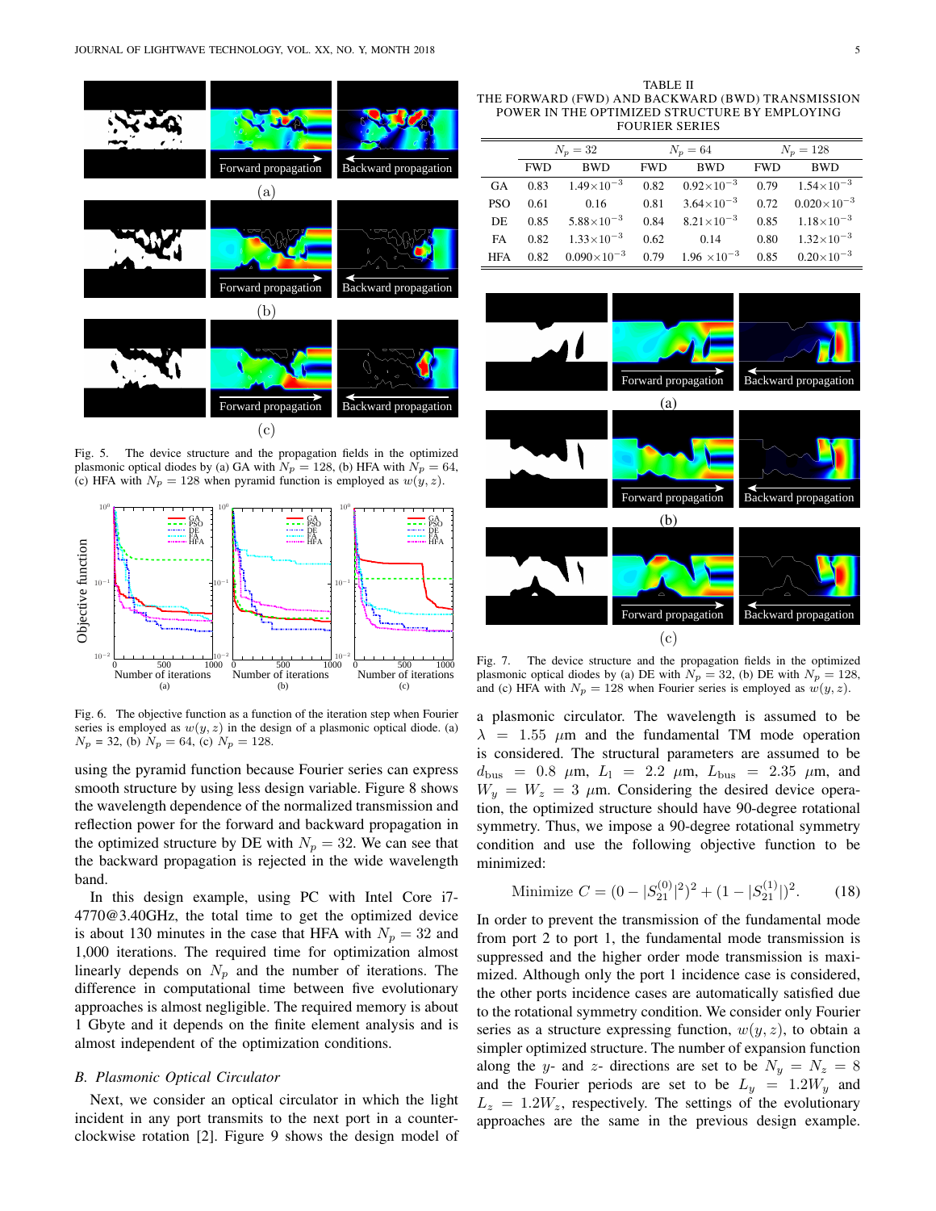Fig. 5. The device structure and the propagation fields in the optimized plasmonic optical diodes by (a) GA with $N_p = 128$, (b) HFA with $N_p = 64$, (c) HFA with $N_p = 128$ when pyramid function is employed as $w(y, z)$.

Fig. 6. The objective function as a function of the iteration step when Fourier series is employed as $w(y, z)$ in the design of a plasmonic optical diode. (a) $N_p$ = 32, (b) $N_p$ = 64, (c) $N_p$ = 128.

using the pyramid function because Fourier series can express smooth structure by using less design variable. Figure 8 shows the wavelength dependence of the normalized transmission and reflection power for the forward and backward propagation in the optimized structure by DE with $N_p = 32$. We can see that the backward propagation is rejected in the wide wavelength band.

In this design example, using PC with Intel Core i7-4770@3.40GHz, the total time to get the optimized device is about 130 minutes in the case that HFA with $N_p = 32$ and 1,000 iterations. The required time for optimization almost linearly depends on $N_p$ and the number of iterations. The difference in computational time between five evolutionary approaches is almost negligible. The required memory is about 1 Gbyte and it depends on the finite element analysis and is almost independent of the optimization conditions.

## B. Plasmonic Optical Circulator

Next, we consider an optical circulator in which the light incident in any port transmits to the next port in a counter-clockwise rotation [2]. Figure 9 shows the design model of a plasmonic circulator. The wavelength is assumed to be $\lambda = 1.55$ $\mu$m and the fundamental TM mode operation is considered. The structural parameters are assumed to be $d_{\rm bus} = 0.8$ $\mu$m, $L_1 = 2.2$ $\mu$m, $L_{\rm bus} = 2.35$ $\mu$m, and $W_y = W_z = 3$ $\mu$m. Considering the desired device operation, the optimized structure should have 90-degree rotational symmetry. Thus, we impose a 90-degree rotational symmetry condition and use the following objective function to be minimized:

$$\text{Minimize } C = (0 - |S_{21}^{(0)}|^2)^2 + (1 - |S_{21}^{(1)}|)^2. \tag{18}$$

In order to prevent the transmission of the fundamental mode from port 2 to port 1, the fundamental mode transmission is suppressed and the higher order mode transmission is maximized. Although only the port 1 incidence case is considered, the other ports incidence cases are automatically satisfied due to the rotational symmetry condition. We consider only Fourier series as a structure expressing function, $w(y, z)$, to obtain a simpler optimized structure. The number of expansion function along the $y$- and $z$- directions are set to be $N_y = N_z = 8$ and the Fourier periods are set to be $L_y = 1.2W_y$ and $L_z = 1.2W_z$, respectively. The settings of the evolutionary approaches are the same in the previous design example.

TABLE II
THE FORWARD (FWD) AND BACKWARD (BWD) TRANSMISSION POWER IN THE OPTIMIZED STRUCTURE BY EMPLOYING FOURIER SERIES

| | $N_p = 32$ | | $N_p = 64$ | | $N_p = 128$ | |
|---|---|---|---|---|---|---|
| | FWD | BWD | FWD | BWD | FWD | BWD |
| GA | 0.83 | $1.49\times10^{-3}$ | 0.82 | $0.92\times10^{-3}$ | 0.79 | $1.54\times10^{-3}$ |
| PSO | 0.61 | 0.16 | 0.81 | $3.64\times10^{-3}$ | 0.72 | $0.020\times10^{-3}$ |
| DE | 0.85 | $5.88\times10^{-3}$ | 0.84 | $8.21\times10^{-3}$ | 0.85 | $1.18\times10^{-3}$ |
| FA | 0.82 | $1.33\times10^{-3}$ | 0.62 | 0.14 | 0.80 | $1.32\times10^{-3}$ |
| HFA | 0.82 | $0.090\times10^{-3}$ | 0.79 | $1.96\times10^{-3}$ | 0.85 | $0.20\times10^{-3}$ |

Fig. 7. The device structure and the propagation fields in the optimized plasmonic optical diodes by (a) DE with $N_p = 32$, (b) DE with $N_p = 128$, and (c) HFA with $N_p = 128$ when Fourier series is employed as $w(y, z)$.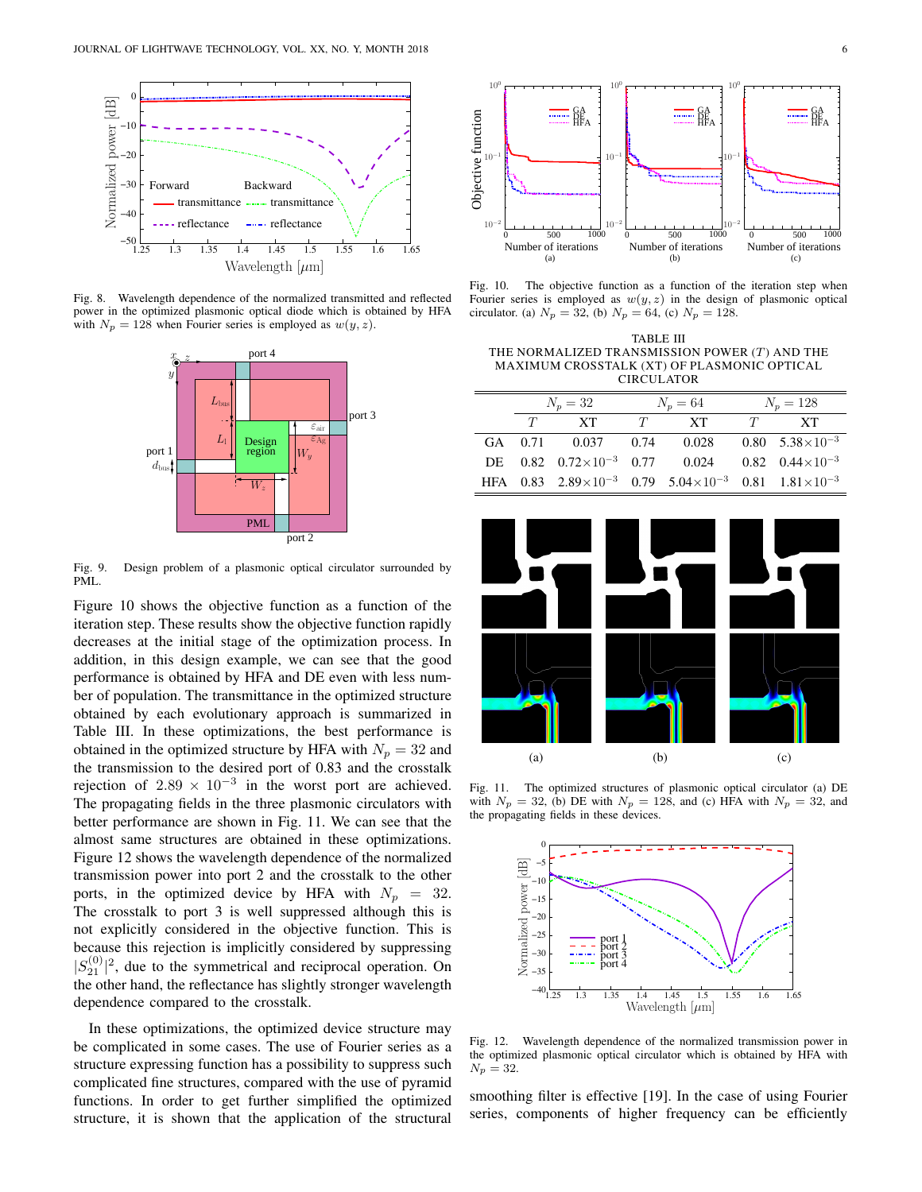Fig. 8. Wavelength dependence of the normalized transmitted and reflected power in the optimized plasmonic optical diode which is obtained by HFA with $N_p = 128$ when Fourier series is employed as $w(y, z)$.

Fig. 9. Design problem of a plasmonic optical circulator surrounded by PML.

Figure 10 shows the objective function as a function of the iteration step. These results show the objective function rapidly decreases at the initial stage of the optimization process. In addition, in this design example, we can see that the good performance is obtained by HFA and DE even with less number of population. The transmittance in the optimized structure obtained by each evolutionary approach is summarized in Table III. In these optimizations, the best performance is obtained in the optimized structure by HFA with $N_p = 32$ and the transmission to the desired port of 0.83 and the crosstalk rejection of $2.89 \times 10^{-3}$ in the worst port are achieved. The propagating fields in the three plasmonic circulators with better performance are shown in Fig. 11. We can see that the almost same structures are obtained in these optimizations. Figure 12 shows the wavelength dependence of the normalized transmission power into port 2 and the crosstalk to the other ports, in the optimized device by HFA with $N_p = 32$. The crosstalk to port 3 is well suppressed although this is not explicitly considered in the objective function. This is because this rejection is implicitly considered by suppressing $|S_{21}^{(0)}|^2$, due to the symmetrical and reciprocal operation. On the other hand, the reflectance has slightly stronger wavelength dependence compared to the crosstalk.

In these optimizations, the optimized device structure may be complicated in some cases. The use of Fourier series as a structure expressing function has a possibility to suppress such complicated fine structures, compared with the use of pyramid functions. In order to get further simplified the optimized structure, it is shown that the application of the structural smoothing filter is effective [19]. In the case of using Fourier series, components of higher frequency can be efficiently

Fig. 10. The objective function as a function of the iteration step when Fourier series is employed as $w(y, z)$ in the design of plasmonic optical circulator. (a) $N_p = 32$, (b) $N_p = 64$, (c) $N_p = 128$.

TABLE III
THE NORMALIZED TRANSMISSION POWER ($T$) AND THE MAXIMUM CROSSTALK (XT) OF PLASMONIC OPTICAL CIRCULATOR

| | $N_p = 32$ | | $N_p = 64$ | | $N_p = 128$ | |
|---|---|---|---|---|---|---|
| | $T$ | XT | $T$ | XT | $T$ | XT |
| GA | 0.71 | 0.037 | 0.74 | 0.028 | 0.80 | $5.38\times10^{-3}$ |
| DE | 0.82 | $0.72\times10^{-3}$ | 0.77 | 0.024 | 0.82 | $0.44\times10^{-3}$ |
| HFA | 0.83 | $2.89\times10^{-3}$ | 0.79 | $5.04\times10^{-3}$ | 0.81 | $1.81\times10^{-3}$ |

Fig. 11. The optimized structures of plasmonic optical circulator (a) DE with $N_p = 32$, (b) DE with $N_p = 128$, and (c) HFA with $N_p = 32$, and the propagating fields in these devices.

Fig. 12. Wavelength dependence of the normalized transmission power in the optimized plasmonic optical circulator which is obtained by HFA with $N_p = 32$.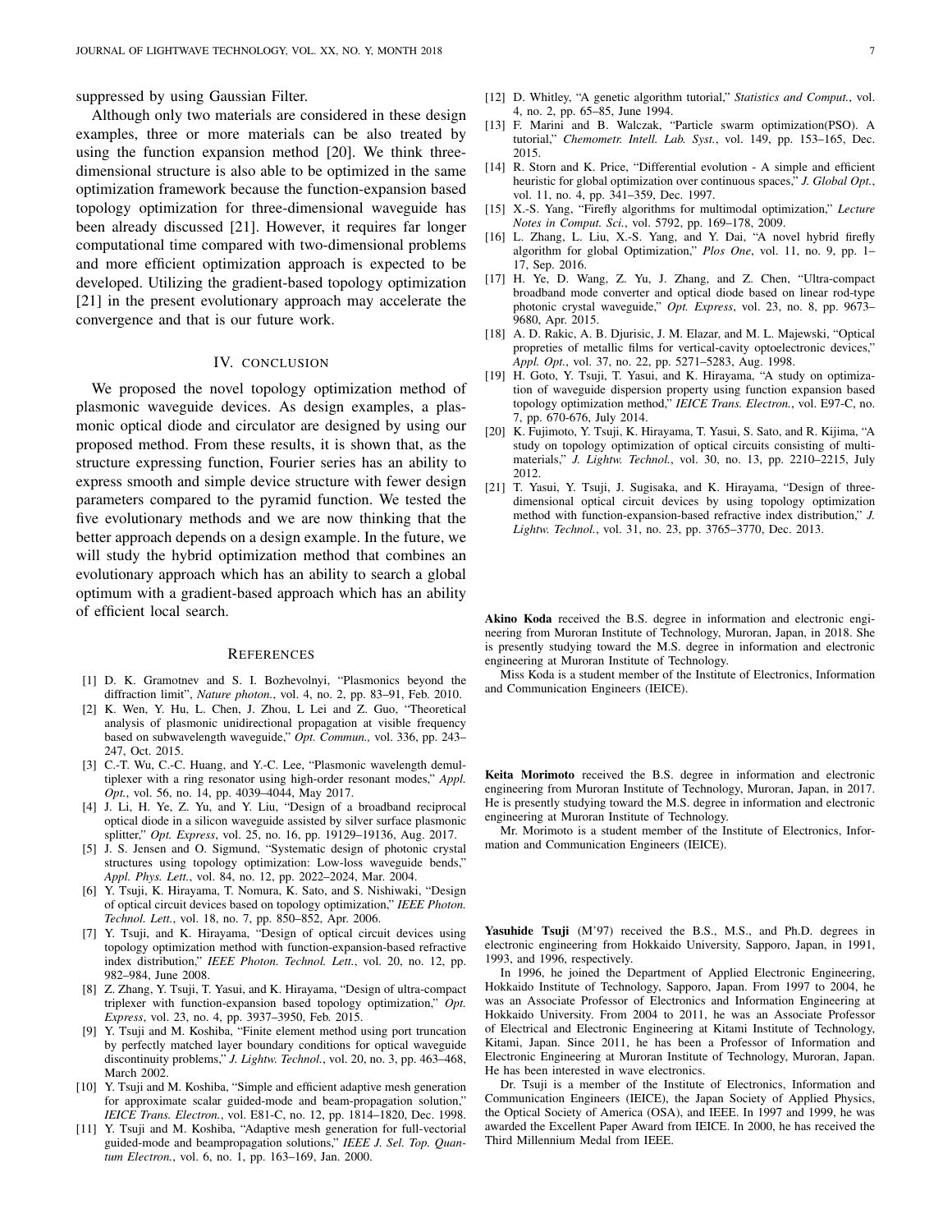suppressed by using Gaussian Filter.

Although only two materials are considered in these design examples, three or more materials can be also treated by using the function expansion method [20]. We think three-dimensional structure is also able to be optimized in the same optimization framework because the function-expansion based topology optimization for three-dimensional waveguide has been already discussed [21]. However, it requires far longer computational time compared with two-dimensional problems and more efficient optimization approach is expected to be developed. Utilizing the gradient-based topology optimization [21] in the present evolutionary approach may accelerate the convergence and that is our future work.

## IV. Conclusion

We proposed the novel topology optimization method of plasmonic waveguide devices. As design examples, a plasmonic optical diode and circulator are designed by using our proposed method. From these results, it is shown that, as the structure expressing function, Fourier series has an ability to express smooth and simple device structure with fewer design parameters compared to the pyramid function. We tested the five evolutionary methods and we are now thinking that the better approach depends on a design example. In the future, we will study the hybrid optimization method that combines an evolutionary approach which has an ability to search a global optimum with a gradient-based approach which has an ability of efficient local search.

## References

[1] D. K. Gramotnev and S. I. Bozhevolnyi, "Plasmonics beyond the diffraction limit", *Nature photon.*, vol. 4, no. 2, pp. 83–91, Feb. 2010.

[2] K. Wen, Y. Hu, L. Chen, J. Zhou, L Lei and Z. Guo, "Theoretical analysis of plasmonic unidirectional propagation at visible frequency based on subwavelength waveguide," *Opt. Commun.,* vol. 336, pp. 243–247, Oct. 2015.

[3] C.-T. Wu, C.-C. Huang, and Y.-C. Lee, "Plasmonic wavelength demultiplexer with a ring resonator using high-order resonant modes," *Appl. Opt.*, vol. 56, no. 14, pp. 4039–4044, May 2017.

[4] J. Li, H. Ye, Z. Yu, and Y. Liu, "Design of a broadband reciprocal optical diode in a silicon waveguide assisted by silver surface plasmonic splitter," *Opt. Express*, vol. 25, no. 16, pp. 19129–19136, Aug. 2017.

[5] J. S. Jensen and O. Sigmund, "Systematic design of photonic crystal structures using topology optimization: Low-loss waveguide bends," *Appl. Phys. Lett.*, vol. 84, no. 12, pp. 2022–2024, Mar. 2004.

[6] Y. Tsuji, K. Hirayama, T. Nomura, K. Sato, and S. Nishiwaki, "Design of optical circuit devices based on topology optimization," *IEEE Photon. Technol. Lett.*, vol. 18, no. 7, pp. 850–852, Apr. 2006.

[7] Y. Tsuji, and K. Hirayama, "Design of optical circuit devices using topology optimization method with function-expansion-based refractive index distribution," *IEEE Photon. Technol. Lett.*, vol. 20, no. 12, pp. 982–984, June 2008.

[8] Z. Zhang, Y. Tsuji, T. Yasui, and K. Hirayama, "Design of ultra-compact triplexer with function-expansion based topology optimization," *Opt. Express*, vol. 23, no. 4, pp. 3937–3950, Feb. 2015.

[9] Y. Tsuji and M. Koshiba, "Finite element method using port truncation by perfectly matched layer boundary conditions for optical waveguide discontinuity problems," *J. Lightw. Technol.*, vol. 20, no. 3, pp. 463–468, March 2002.

[10] Y. Tsuji and M. Koshiba, "Simple and efficient adaptive mesh generation for approximate scalar guided-mode and beam-propagation solution," *IEICE Trans. Electron.*, vol. E81-C, no. 12, pp. 1814–1820, Dec. 1998.

[11] Y. Tsuji and M. Koshiba, "Adaptive mesh generation for full-vectorial guided-mode and beampropagation solutions," *IEEE J. Sel. Top. Quantum Electron.*, vol. 6, no. 1, pp. 163–169, Jan. 2000.

[12] D. Whitley, "A genetic algorithm tutorial," *Statistics and Comput.*, vol. 4, no. 2, pp. 65–85, June 1994.

[13] F. Marini and B. Walczak, "Particle swarm optimization(PSO). A tutorial," *Chemometr. Intell. Lab. Syst.*, vol. 149, pp. 153–165, Dec. 2015.

[14] R. Storn and K. Price, "Differential evolution - A simple and efficient heuristic for global optimization over continuous spaces," *J. Global Opt.*, vol. 11, no. 4, pp. 341–359, Dec. 1997.

[15] X.-S. Yang, "Firefly algorithms for multimodal optimization," *Lecture Notes in Comput. Sci.*, vol. 5792, pp. 169–178, 2009.

[16] L. Zhang, L. Liu, X.-S. Yang, and Y. Dai, "A novel hybrid firefly algorithm for global Optimization," *Plos One*, vol. 11, no. 9, pp. 1–17, Sep. 2016.

[17] H. Ye, D. Wang, Z. Yu, J. Zhang, and Z. Chen, "Ultra-compact broadband mode converter and optical diode based on linear rod-type photonic crystal waveguide," *Opt. Express*, vol. 23, no. 8, pp. 9673–9680, Apr. 2015.

[18] A. D. Rakic, A. B. Djurisic, J. M. Elazar, and M. L. Majewski, "Optical propreties of metallic films for vertical-cavity optoelectronic devices," *Appl. Opt.*, vol. 37, no. 22, pp. 5271–5283, Aug. 1998.

[19] H. Goto, Y. Tsuji, T. Yasui, and K. Hirayama, "A study on optimization of waveguide dispersion property using function expansion based topology optimization method," *IEICE Trans. Electron.*, vol. E97-C, no. 7, pp. 670-676, July 2014.

[20] K. Fujimoto, Y. Tsuji, K. Hirayama, T. Yasui, S. Sato, and R. Kijima, "A study on topology optimization of optical circuits consisting of multi-materials," *J. Lightw. Technol.*, vol. 30, no. 13, pp. 2210–2215, July 2012.

[21] T. Yasui, Y. Tsuji, J. Sugisaka, and K. Hirayama, "Design of three-dimensional optical circuit devices by using topology optimization method with function-expansion-based refractive index distribution," *J. Lightw. Technol.*, vol. 31, no. 23, pp. 3765–3770, Dec. 2013.

**Akino Koda** received the B.S. degree in information and electronic engineering from Muroran Institute of Technology, Muroran, Japan, in 2018. She is presently studying toward the M.S. degree in information and electronic engineering at Muroran Institute of Technology.

Miss Koda is a student member of the Institute of Electronics, Information and Communication Engineers (IEICE).

**Keita Morimoto** received the B.S. degree in information and electronic engineering from Muroran Institute of Technology, Muroran, Japan, in 2017. He is presently studying toward the M.S. degree in information and electronic engineering at Muroran Institute of Technology.

Mr. Morimoto is a student member of the Institute of Electronics, Information and Communication Engineers (IEICE).

**Yasuhide Tsuji** (M'97) received the B.S., M.S., and Ph.D. degrees in electronic engineering from Hokkaido University, Sapporo, Japan, in 1991, 1993, and 1996, respectively.

In 1996, he joined the Department of Applied Electronic Engineering, Hokkaido Institute of Technology, Sapporo, Japan. From 1997 to 2004, he was an Associate Professor of Electronics and Information Engineering at Hokkaido University. From 2004 to 2011, he was an Associate Professor of Electrical and Electronic Engineering at Kitami Institute of Technology, Kitami, Japan. Since 2011, he has been a Professor of Information and Electronic Engineering at Muroran Institute of Technology, Muroran, Japan. He has been interested in wave electronics.

Dr. Tsuji is a member of the Institute of Electronics, Information and Communication Engineers (IEICE), the Japan Society of Applied Physics, the Optical Society of America (OSA), and IEEE. In 1997 and 1999, he was awarded the Excellent Paper Award from IEICE. In 2000, he has received the Third Millennium Medal from IEEE.